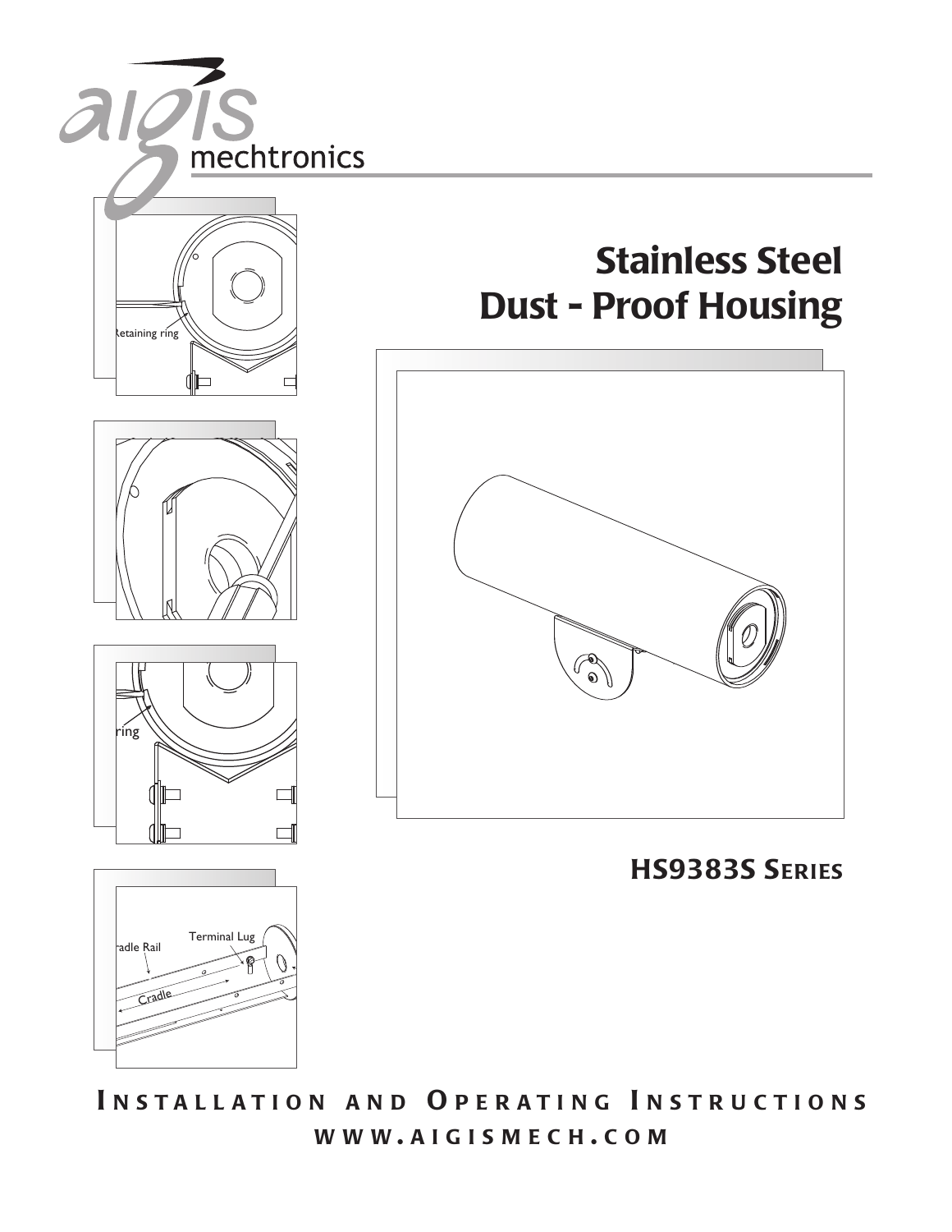aigis mechtronics

# Stainless Steel Dust - Proof Housing

## HS9383S Series

**Installation and Operating Instructions**

**www.aigismech.com**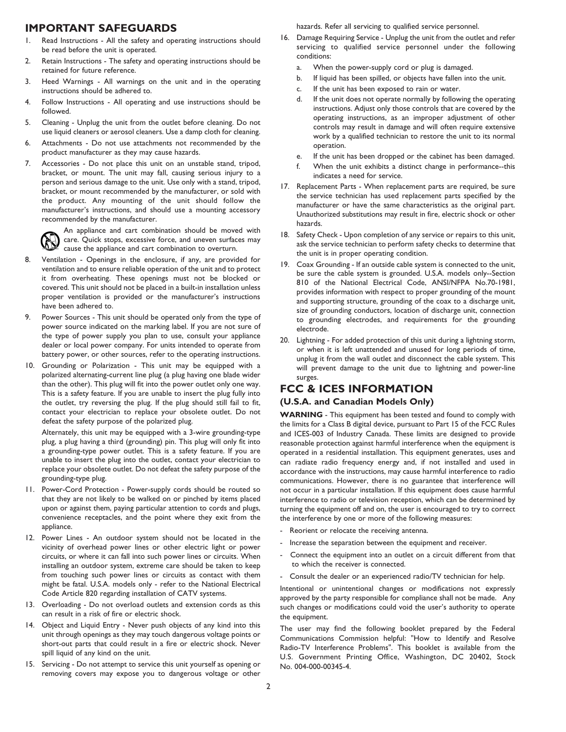## IMPORTANT SAFEGUARDS

1. Read Instructions - All the safety and operating instructions should be read before the unit is operated.
2. Retain Instructions - The safety and operating instructions should be retained for future reference.
3. Heed Warnings - All warnings on the unit and in the operating instructions should be adhered to.
4. Follow Instructions - All operating and use instructions should be followed.
5. Cleaning - Unplug the unit from the outlet before cleaning. Do not use liquid cleaners or aerosol cleaners. Use a damp cloth for cleaning.
6. Attachments - Do not use attachments not recommended by the product manufacturer as they may cause hazards.
7. Accessories - Do not place this unit on an unstable stand, tripod, bracket, or mount. The unit may fall, causing serious injury to a person and serious damage to the unit. Use only with a stand, tripod, bracket, or mount recommended by the manufacturer, or sold with the product. Any mounting of the unit should follow the manufacturer's instructions, and should use a mounting accessory recommended by the manufacturer.

   An appliance and cart combination should be moved with care. Quick stops, excessive force, and uneven surfaces may cause the appliance and cart combination to overturn.
8. Ventilation - Openings in the enclosure, if any, are provided for ventilation and to ensure reliable operation of the unit and to protect it from overheating. These openings must not be blocked or covered. This unit should not be placed in a built-in installation unless proper ventilation is provided or the manufacturer's instructions have been adhered to.
9. Power Sources - This unit should be operated only from the type of power source indicated on the marking label. If you are not sure of the type of power supply you plan to use, consult your appliance dealer or local power company. For units intended to operate from battery power, or other sources, refer to the operating instructions.
10. Grounding or Polarization - This unit may be equipped with a polarized alternating-current line plug (a plug having one blade wider than the other). This plug will fit into the power outlet only one way. This is a safety feature. If you are unable to insert the plug fully into the outlet, try reversing the plug. If the plug should still fail to fit, contact your electrician to replace your obsolete outlet. Do not defeat the safety purpose of the polarized plug.

    Alternately, this unit may be equipped with a 3-wire grounding-type plug, a plug having a third (grounding) pin. This plug will only fit into a grounding-type power outlet. This is a safety feature. If you are unable to insert the plug into the outlet, contact your electrician to replace your obsolete outlet. Do not defeat the safety purpose of the grounding-type plug.
11. Power-Cord Protection - Power-supply cords should be routed so that they are not likely to be walked on or pinched by items placed upon or against them, paying particular attention to cords and plugs, convenience receptacles, and the point where they exit from the appliance.
12. Power Lines - An outdoor system should not be located in the vicinity of overhead power lines or other electric light or power circuits, or where it can fall into such power lines or circuits. When installing an outdoor system, extreme care should be taken to keep from touching such power lines or circuits as contact with them might be fatal. U.S.A. models only - refer to the National Electrical Code Article 820 regarding installation of CATV systems.
13. Overloading - Do not overload outlets and extension cords as this can result in a risk of fire or electric shock.
14. Object and Liquid Entry - Never push objects of any kind into this unit through openings as they may touch dangerous voltage points or short-out parts that could result in a fire or electric shock. Never spill liquid of any kind on the unit.
15. Servicing - Do not attempt to service this unit yourself as opening or removing covers may expose you to dangerous voltage or other hazards. Refer all servicing to qualified service personnel.
16. Damage Requiring Service - Unplug the unit from the outlet and refer servicing to qualified service personnel under the following conditions:
    a. When the power-supply cord or plug is damaged.
    b. If liquid has been spilled, or objects have fallen into the unit.
    c. If the unit has been exposed to rain or water.
    d. If the unit does not operate normally by following the operating instructions. Adjust only those controls that are covered by the operating instructions, as an improper adjustment of other controls may result in damage and will often require extensive work by a qualified technician to restore the unit to its normal operation.
    e. If the unit has been dropped or the cabinet has been damaged.
    f. When the unit exhibits a distinct change in performance--this indicates a need for service.
17. Replacement Parts - When replacement parts are required, be sure the service technician has used replacement parts specified by the manufacturer or have the same characteristics as the original part. Unauthorized substitutions may result in fire, electric shock or other hazards.
18. Safety Check - Upon completion of any service or repairs to this unit, ask the service technician to perform safety checks to determine that the unit is in proper operating condition.
19. Coax Grounding - If an outside cable system is connected to the unit, be sure the cable system is grounded. U.S.A. models only--Section 810 of the National Electrical Code, ANSI/NFPA No.70-1981, provides information with respect to proper grounding of the mount and supporting structure, grounding of the coax to a discharge unit, size of grounding conductors, location of discharge unit, connection to grounding electrodes, and requirements for the grounding electrode.
20. Lightning - For added protection of this unit during a lightning storm, or when it is left unattended and unused for long periods of time, unplug it from the wall outlet and disconnect the cable system. This will prevent damage to the unit due to lightning and power-line surges.

## FCC & ICES INFORMATION

### (U.S.A. and Canadian Models Only)

**WARNING** - This equipment has been tested and found to comply with the limits for a Class B digital device, pursuant to Part 15 of the FCC Rules and ICES-003 of Industry Canada. These limits are designed to provide reasonable protection against harmful interference when the equipment is operated in a residential installation. This equipment generates, uses and can radiate radio frequency energy and, if not installed and used in accordance with the instructions, may cause harmful interference to radio communications. However, there is no guarantee that interference will not occur in a particular installation. If this equipment does cause harmful interference to radio or television reception, which can be determined by turning the equipment off and on, the user is encouraged to try to correct the interference by one or more of the following measures:

- Reorient or relocate the receiving antenna.
- Increase the separation between the equipment and receiver.
- Connect the equipment into an outlet on a circuit different from that to which the receiver is connected.
- Consult the dealer or an experienced radio/TV technician for help.

Intentional or unintentional changes or modifications not expressly approved by the party responsible for compliance shall not be made. Any such changes or modifications could void the user's authority to operate the equipment.

The user may find the following booklet prepared by the Federal Communications Commission helpful: "How to Identify and Resolve Radio-TV Interference Problems". This booklet is available from the U.S. Government Printing Office, Washington, DC 20402, Stock No. 004-000-00345-4.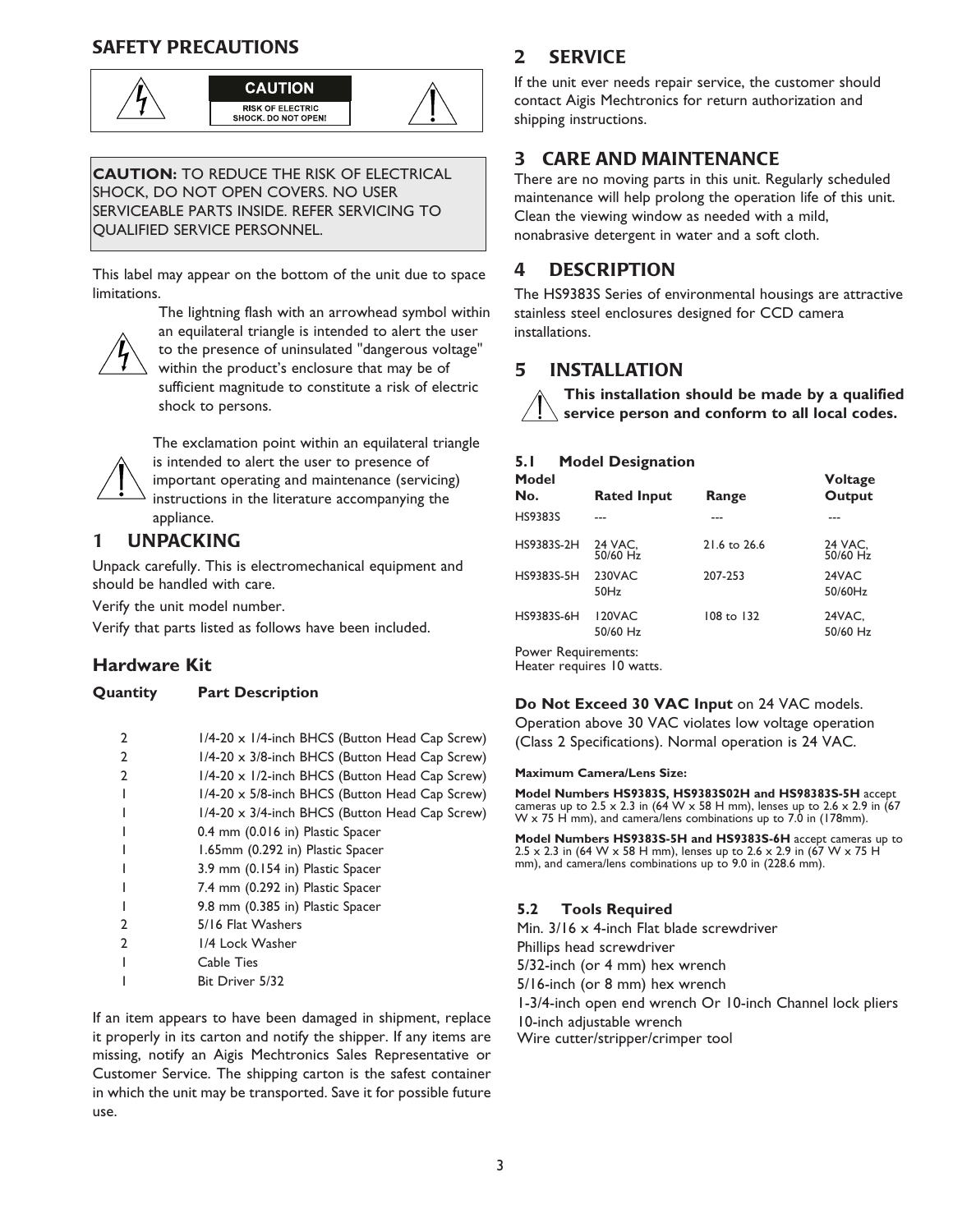## SAFETY PRECAUTIONS

**CAUTION**
RISK OF ELECTRIC SHOCK. DO NOT OPEN!

**CAUTION:** TO REDUCE THE RISK OF ELECTRICAL SHOCK, DO NOT OPEN COVERS. NO USER SERVICEABLE PARTS INSIDE. REFER SERVICING TO QUALIFIED SERVICE PERSONNEL.

This label may appear on the bottom of the unit due to space limitations.

The lightning flash with an arrowhead symbol within an equilateral triangle is intended to alert the user to the presence of uninsulated "dangerous voltage" within the product's enclosure that may be of sufficient magnitude to constitute a risk of electric shock to persons.

The exclamation point within an equilateral triangle is intended to alert the user to presence of important operating and maintenance (servicing) instructions in the literature accompanying the appliance.

## 1 UNPACKING

Unpack carefully. This is electromechanical equipment and should be handled with care.

Verify the unit model number.

Verify that parts listed as follows have been included.

### Hardware Kit

| Quantity | Part Description |
|---|---|
| 2 | 1/4-20 x 1/4-inch BHCS (Button Head Cap Screw) |
| 2 | 1/4-20 x 3/8-inch BHCS (Button Head Cap Screw) |
| 2 | 1/4-20 x 1/2-inch BHCS (Button Head Cap Screw) |
| 1 | 1/4-20 x 5/8-inch BHCS (Button Head Cap Screw) |
| 1 | 1/4-20 x 3/4-inch BHCS (Button Head Cap Screw) |
| 1 | 0.4 mm (0.016 in) Plastic Spacer |
| 1 | 1.65mm (0.292 in) Plastic Spacer |
| 1 | 3.9 mm (0.154 in) Plastic Spacer |
| 1 | 7.4 mm (0.292 in) Plastic Spacer |
| 1 | 9.8 mm (0.385 in) Plastic Spacer |
| 2 | 5/16 Flat Washers |
| 2 | 1/4 Lock Washer |
| 1 | Cable Ties |
| 1 | Bit Driver 5/32 |

If an item appears to have been damaged in shipment, replace it properly in its carton and notify the shipper. If any items are missing, notify an Aigis Mechtronics Sales Representative or Customer Service. The shipping carton is the safest container in which the unit may be transported. Save it for possible future use.

## 2 SERVICE

If the unit ever needs repair service, the customer should contact Aigis Mechtronics for return authorization and shipping instructions.

## 3 CARE AND MAINTENANCE

There are no moving parts in this unit. Regularly scheduled maintenance will help prolong the operation life of this unit. Clean the viewing window as needed with a mild, nonabrasive detergent in water and a soft cloth.

## 4 DESCRIPTION

The HS9383S Series of environmental housings are attractive stainless steel enclosures designed for CCD camera installations.

## 5 INSTALLATION

**This installation should be made by a qualified service person and conform to all local codes.**

### 5.1 Model Designation

| Model No. | Rated Input | Range | Voltage Output |
|---|---|---|---|
| HS9383S | --- | --- | --- |
| HS9383S-2H | 24 VAC, 50/60 Hz | 21.6 to 26.6 | 24 VAC, 50/60 Hz |
| HS9383S-5H | 230VAC 50Hz | 207-253 | 24VAC 50/60Hz |
| HS9383S-6H | 120VAC 50/60 Hz | 108 to 132 | 24VAC, 50/60 Hz |

Power Requirements:
Heater requires 10 watts.

**Do Not Exceed 30 VAC Input** on 24 VAC models. Operation above 30 VAC violates low voltage operation (Class 2 Specifications). Normal operation is 24 VAC.

**Maximum Camera/Lens Size:**

**Model Numbers HS9383S, HS9383S02H and HS98383S-5H** accept cameras up to 2.5 x 2.3 in (64 W x 58 H mm), lenses up to 2.6 x 2.9 in (67 W x 75 H mm), and camera/lens combinations up to 7.0 in (178mm).

**Model Numbers HS9383S-5H and HS9383S-6H** accept cameras up to 2.5 x 2.3 in (64 W x 58 H mm), lenses up to 2.6 x 2.9 in (67 W x 75 H mm), and camera/lens combinations up to 9.0 in (228.6 mm).

### 5.2 Tools Required

Min. 3/16 x 4-inch Flat blade screwdriver
Phillips head screwdriver
5/32-inch (or 4 mm) hex wrench
5/16-inch (or 8 mm) hex wrench
1-3/4-inch open end wrench Or 10-inch Channel lock pliers
10-inch adjustable wrench
Wire cutter/stripper/crimper tool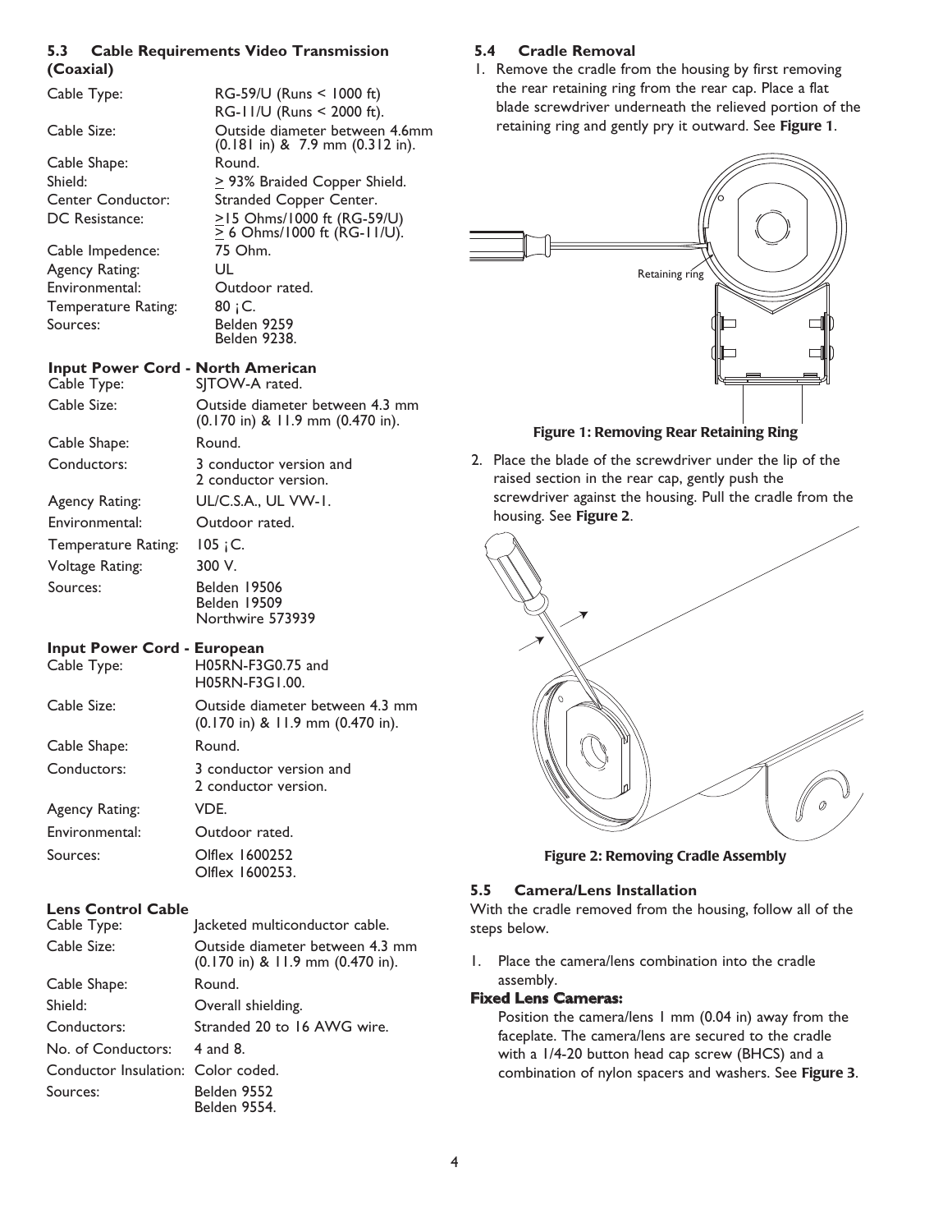### 5.3 Cable Requirements Video Transmission (Coaxial)

| | |
|---|---|
| Cable Type: | RG-59/U (Runs < 1000 ft) RG-11/U (Runs < 2000 ft). |
| Cable Size: | Outside diameter between 4.6mm (0.181 in) & 7.9 mm (0.312 in). |
| Cable Shape: | Round. |
| Shield: | ≥ 93% Braided Copper Shield. |
| Center Conductor: | Stranded Copper Center. |
| DC Resistance: | ≥15 Ohms/1000 ft (RG-59/U) ≥ 6 Ohms/1000 ft (RG-11/U). |
| Cable Impedence: | 75 Ohm. |
| Agency Rating: | UL |
| Environmental: | Outdoor rated. |
| Temperature Rating: | 80 ¡C. |
| Sources: | Belden 9259 Belden 9238. |

**Input Power Cord - North American**

| | |
|---|---|
| Cable Type: | SJTOW-A rated. |
| Cable Size: | Outside diameter between 4.3 mm (0.170 in) & 11.9 mm (0.470 in). |
| Cable Shape: | Round. |
| Conductors: | 3 conductor version and 2 conductor version. |
| Agency Rating: | UL/C.S.A., UL VW-1. |
| Environmental: | Outdoor rated. |
| Temperature Rating: | 105 ¡C. |
| Voltage Rating: | 300 V. |
| Sources: | Belden 19506 Belden 19509 Northwire 573939 |

**Input Power Cord - European**

| | |
|---|---|
| Cable Type: | H05RN-F3G0.75 and H05RN-F3G1.00. |
| Cable Size: | Outside diameter between 4.3 mm (0.170 in) & 11.9 mm (0.470 in). |
| Cable Shape: | Round. |
| Conductors: | 3 conductor version and 2 conductor version. |
| Agency Rating: | VDE. |
| Environmental: | Outdoor rated. |
| Sources: | Olflex 1600252 Olflex 1600253. |

**Lens Control Cable**

| | |
|---|---|
| Cable Type: | Jacketed multiconductor cable. |
| Cable Size: | Outside diameter between 4.3 mm (0.170 in) & 11.9 mm (0.470 in). |
| Cable Shape: | Round. |
| Shield: | Overall shielding. |
| Conductors: | Stranded 20 to 16 AWG wire. |
| No. of Conductors: | 4 and 8. |
| Conductor Insulation: | Color coded. |
| Sources: | Belden 9552 Belden 9554. |

### 5.4 Cradle Removal

1. Remove the cradle from the housing by first removing the rear retaining ring from the rear cap. Place a flat blade screwdriver underneath the relieved portion of the retaining ring and gently pry it outward. See **Figure 1**.

Retaining ring

**Figure 1: Removing Rear Retaining Ring**

2. Place the blade of the screwdriver under the lip of the raised section in the rear cap, gently push the screwdriver against the housing. Pull the cradle from the housing. See **Figure 2**.

**Figure 2: Removing Cradle Assembly**

### 5.5 Camera/Lens Installation

With the cradle removed from the housing, follow all of the steps below.

1. Place the camera/lens combination into the cradle assembly.

**Fixed Lens Cameras:**

Position the camera/lens 1 mm (0.04 in) away from the faceplate. The camera/lens are secured to the cradle with a 1/4-20 button head cap screw (BHCS) and a combination of nylon spacers and washers. See **Figure 3**.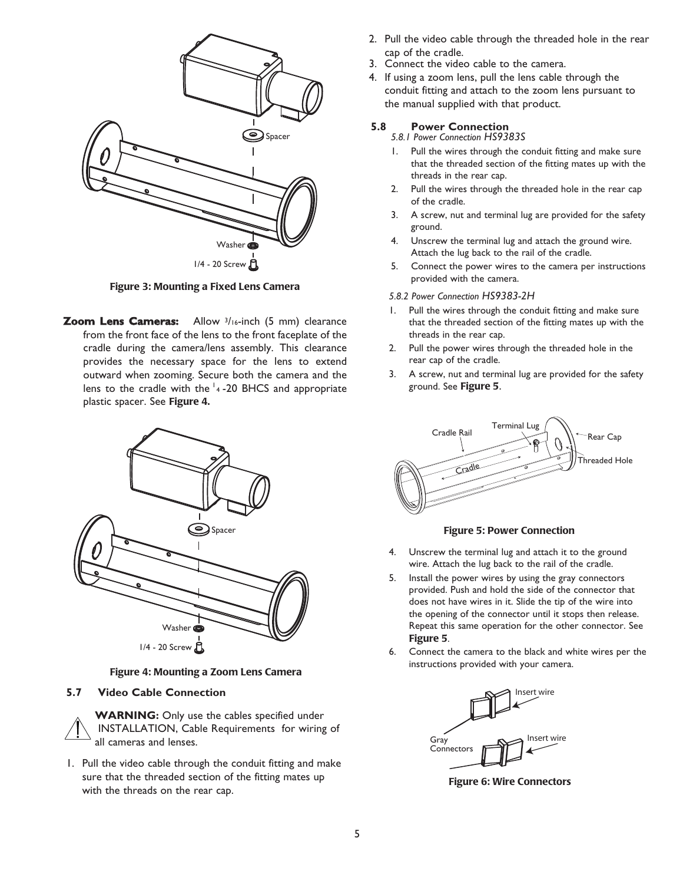Figure 3: Mounting a Fixed Lens Camera

**Zoom Lens Cameras:** Allow 3/16-inch (5 mm) clearance from the front face of the lens to the front faceplate of the cradle during the camera/lens assembly. This clearance provides the necessary space for the lens to extend outward when zooming. Secure both the camera and the lens to the cradle with the 1/4 -20 BHCS and appropriate plastic spacer. See **Figure 4.**

Figure 4: Mounting a Zoom Lens Camera

### 5.7 Video Cable Connection

**WARNING:** Only use the cables specified under INSTALLATION, Cable Requirements for wiring of all cameras and lenses.

1. Pull the video cable through the conduit fitting and make sure that the threaded section of the fitting mates up with the threads on the rear cap.
2. Pull the video cable through the threaded hole in the rear cap of the cradle.
3. Connect the video cable to the camera.
4. If using a zoom lens, pull the lens cable through the conduit fitting and attach to the zoom lens pursuant to the manual supplied with that product.

### 5.8 Power Connection

*5.8.1 Power Connection HS9383S*

1. Pull the wires through the conduit fitting and make sure that the threaded section of the fitting mates up with the threads in the rear cap.
2. Pull the wires through the threaded hole in the rear cap of the cradle.
3. A screw, nut and terminal lug are provided for the safety ground.
4. Unscrew the terminal lug and attach the ground wire. Attach the lug back to the rail of the cradle.
5. Connect the power wires to the camera per instructions provided with the camera.

*5.8.2 Power Connection HS9383-2H*

1. Pull the wires through the conduit fitting and make sure that the threaded section of the fitting mates up with the threads in the rear cap.
2. Pull the power wires through the threaded hole in the rear cap of the cradle.
3. A screw, nut and terminal lug are provided for the safety ground. See **Figure 5**.

Figure 5: Power Connection

4. Unscrew the terminal lug and attach it to the ground wire. Attach the lug back to the rail of the cradle.
5. Install the power wires by using the gray connectors provided. Push and hold the side of the connector that does not have wires in it. Slide the tip of the wire into the opening of the connector until it stops then release. Repeat this same operation for the other connector. See **Figure 5**.
6. Connect the camera to the black and white wires per the instructions provided with your camera.

Figure 6: Wire Connectors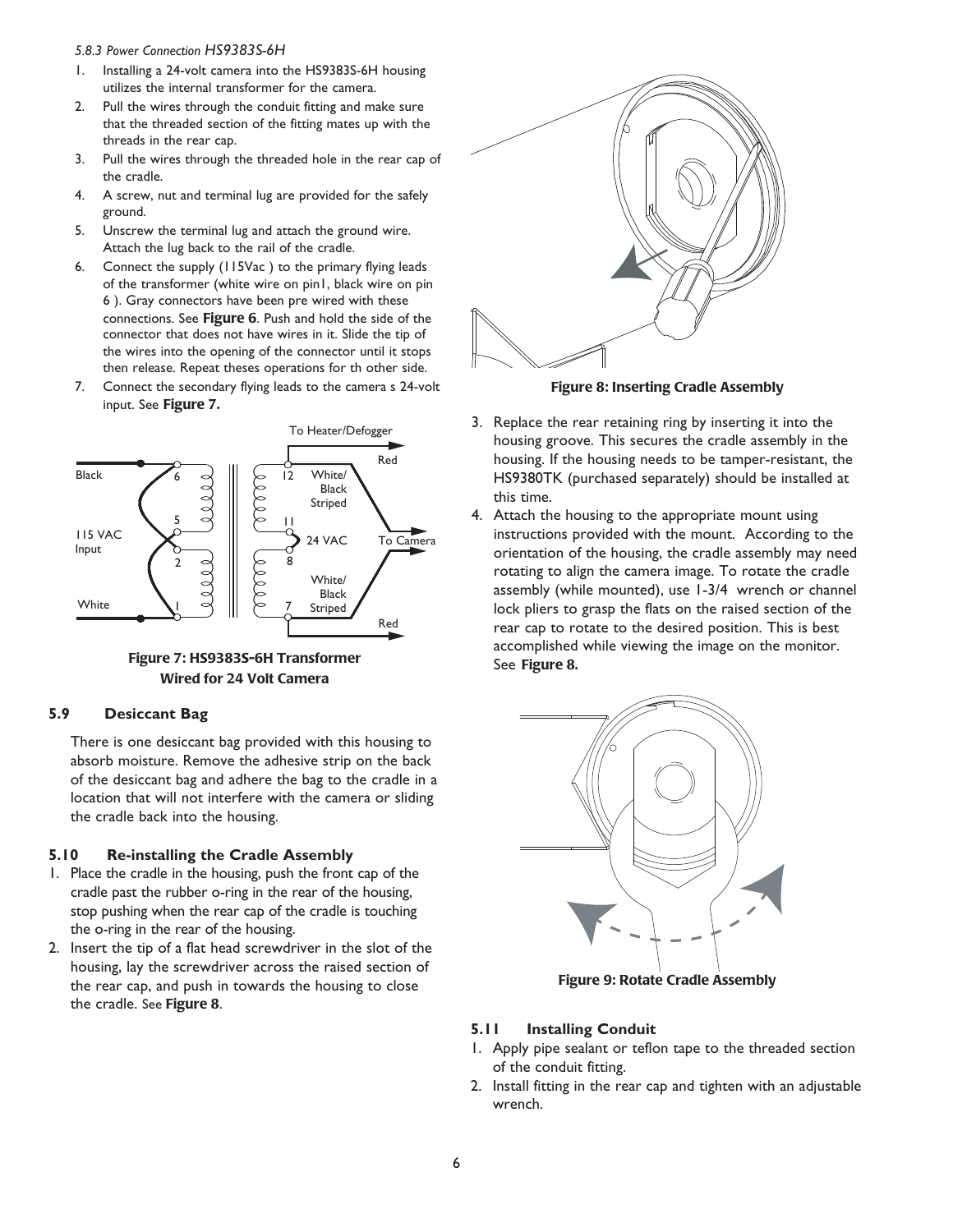*5.8.3 Power Connection HS9383S-6H*

1. Installing a 24-volt camera into the HS9383S-6H housing utilizes the internal transformer for the camera.
2. Pull the wires through the conduit fitting and make sure that the threaded section of the fitting mates up with the threads in the rear cap.
3. Pull the wires through the threaded hole in the rear cap of the cradle.
4. A screw, nut and terminal lug are provided for the safely ground.
5. Unscrew the terminal lug and attach the ground wire. Attach the lug back to the rail of the cradle.
6. Connect the supply (115Vac ) to the primary flying leads of the transformer (white wire on pin1, black wire on pin 6 ). Gray connectors have been pre wired with these connections. See **Figure 6**. Push and hold the side of the connector that does not have wires in it. Slide the tip of the wires into the opening of the connector until it stops then release. Repeat theses operations for th other side.
7. Connect the secondary flying leads to the camera s 24-volt input. See **Figure 7.**

**Figure 7: HS9383S-6H Transformer Wired for 24 Volt Camera**

## 5.9 Desiccant Bag

There is one desiccant bag provided with this housing to absorb moisture. Remove the adhesive strip on the back of the desiccant bag and adhere the bag to the cradle in a location that will not interfere with the camera or sliding the cradle back into the housing.

## 5.10 Re-installing the Cradle Assembly

1. Place the cradle in the housing, push the front cap of the cradle past the rubber o-ring in the rear of the housing, stop pushing when the rear cap of the cradle is touching the o-ring in the rear of the housing.
2. Insert the tip of a flat head screwdriver in the slot of the housing, lay the screwdriver across the raised section of the rear cap, and push in towards the housing to close the cradle. See **Figure 8**.

**Figure 8: Inserting Cradle Assembly**

3. Replace the rear retaining ring by inserting it into the housing groove. This secures the cradle assembly in the housing. If the housing needs to be tamper-resistant, the HS9380TK (purchased separately) should be installed at this time.
4. Attach the housing to the appropriate mount using instructions provided with the mount. According to the orientation of the housing, the cradle assembly may need rotating to align the camera image. To rotate the cradle assembly (while mounted), use 1-3/4 wrench or channel lock pliers to grasp the flats on the raised section of the rear cap to rotate to the desired position. This is best accomplished while viewing the image on the monitor. See **Figure 8.**

**Figure 9: Rotate Cradle Assembly**

## 5.11 Installing Conduit

1. Apply pipe sealant or teflon tape to the threaded section of the conduit fitting.
2. Install fitting in the rear cap and tighten with an adjustable wrench.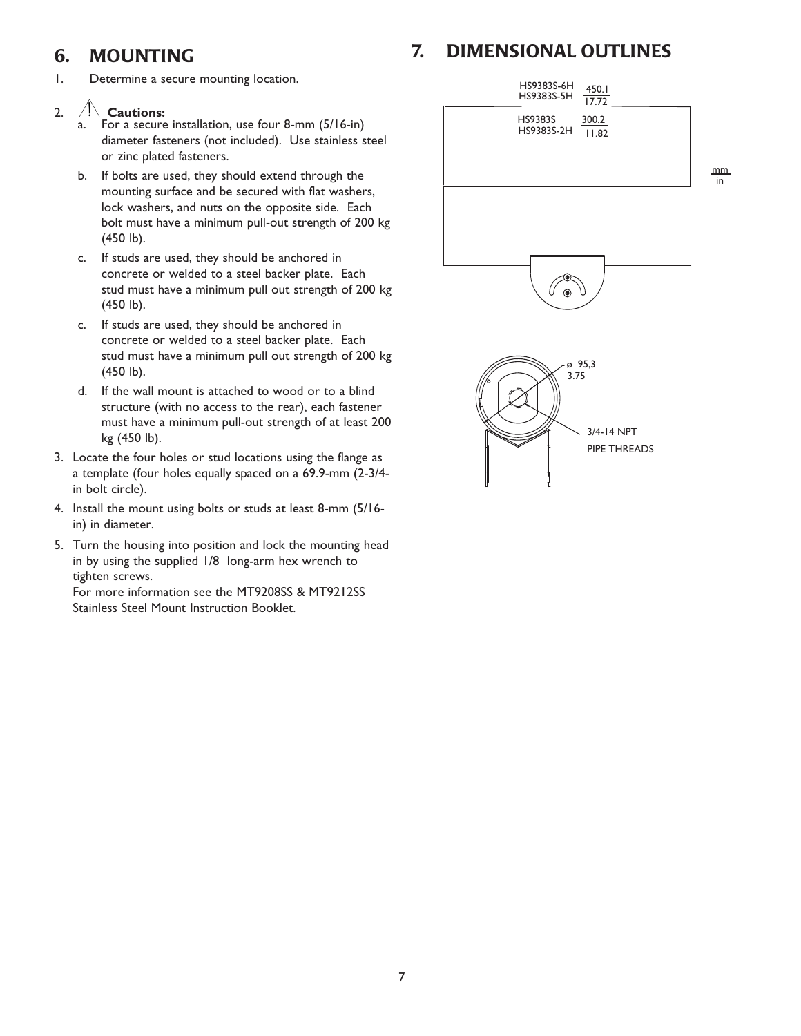## 6. MOUNTING

1. Determine a secure mounting location.

2. ⚠ **Cautions:**
   a. For a secure installation, use four 8-mm (5/16-in) diameter fasteners (not included). Use stainless steel or zinc plated fasteners.

   b. If bolts are used, they should extend through the mounting surface and be secured with flat washers, lock washers, and nuts on the opposite side. Each bolt must have a minimum pull-out strength of 200 kg (450 lb).

   c. If studs are used, they should be anchored in concrete or welded to a steel backer plate. Each stud must have a minimum pull out strength of 200 kg (450 lb).

   c. If studs are used, they should be anchored in concrete or welded to a steel backer plate. Each stud must have a minimum pull out strength of 200 kg (450 lb).

   d. If the wall mount is attached to wood or to a blind structure (with no access to the rear), each fastener must have a minimum pull-out strength of at least 200 kg (450 lb).

3. Locate the four holes or stud locations using the flange as a template (four holes equally spaced on a 69.9-mm (2-3/4-in bolt circle).

4. Install the mount using bolts or studs at least 8-mm (5/16-in) in diameter.

5. Turn the housing into position and lock the mounting head in by using the supplied 1/8 long-arm hex wrench to tighten screws.
   For more information see the MT9208SS & MT9212SS Stainless Steel Mount Instruction Booklet.

## 7. DIMENSIONAL OUTLINES

HS9383S-6H
HS9383S-5H
450.1
17.72

HS9383S
HS9383S-2H
300.2
11.82

mm
in

ø 95,3
3.75

3/4-14 NPT
PIPE THREADS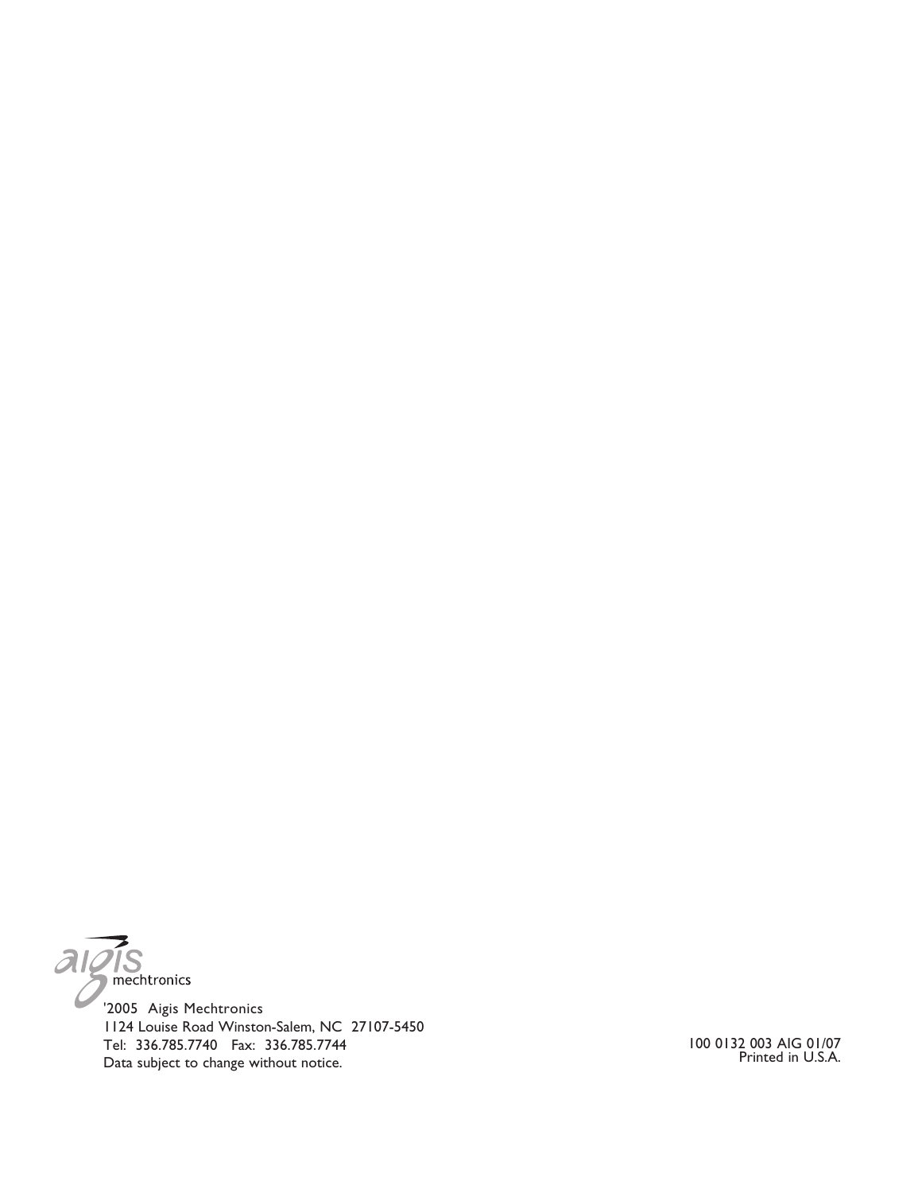aigis mechtronics

'2005 Aigis Mechtronics
1124 Louise Road Winston-Salem, NC 27107-5450
Tel: 336.785.7740 Fax: 336.785.7744
Data subject to change without notice.

100 0132 003 AIG 01/07
Printed in U.S.A.